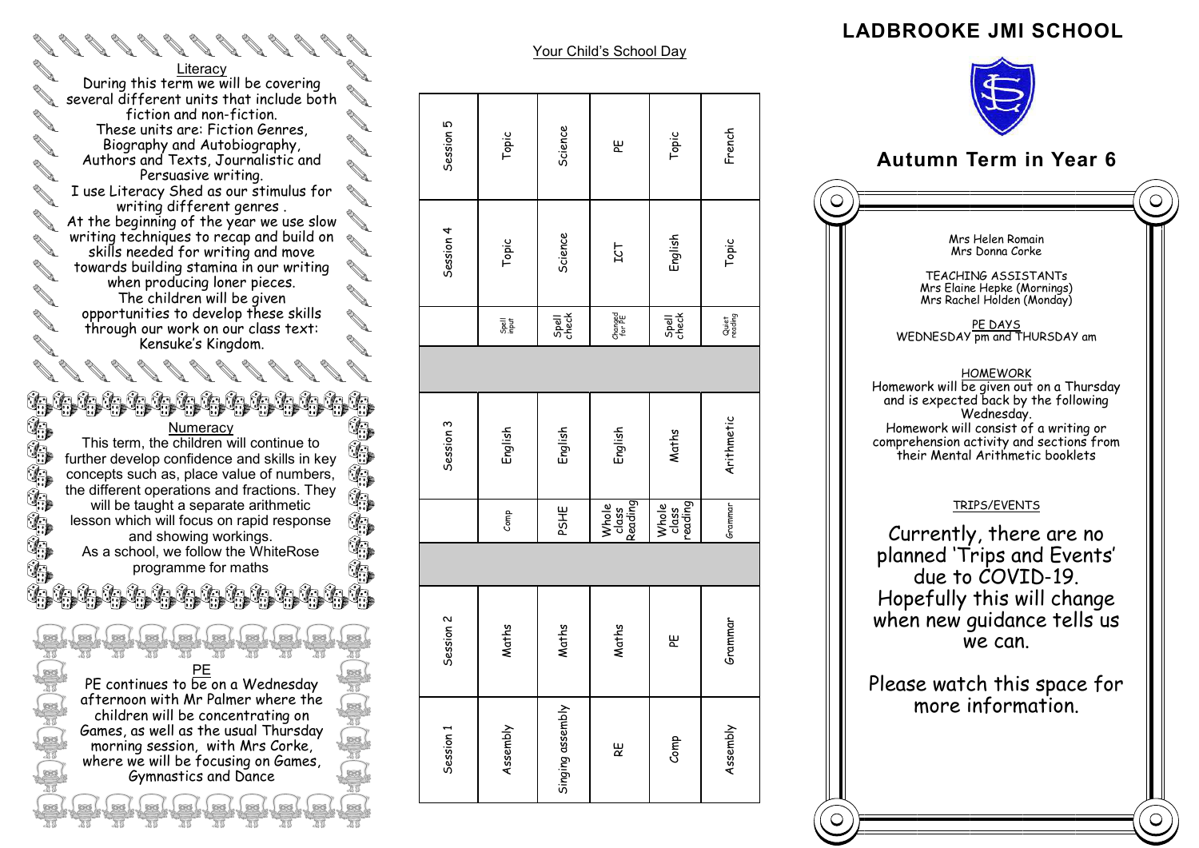## Literacy

During this term we will be covering several different units that include both fiction and non-fiction.
These units are: Fiction Genres, Biography and Autobiography, Authors and Texts, Journalistic and Persuasive writing.
I use Literacy Shed as our stimulus for writing different genres .
At the beginning of the year we use slow writing techniques to recap and build on skills needed for writing and move towards building stamina in our writing when producing loner pieces.
The children will be given opportunities to develop these skills through our work on our class text: Kensuke's Kingdom.

## Numeracy

This term, the children will continue to further develop confidence and skills in key concepts such as, place value of numbers, the different operations and fractions. They will be taught a separate arithmetic lesson which will focus on rapid response and showing workings.
As a school, we follow the WhiteRose programme for maths

## PE

PE continues to be on a Wednesday afternoon with Mr Palmer where the children will be concentrating on Games, as well as the usual Thursday morning session, with Mrs Corke, where we will be focusing on Games, Gymnastics and Dance

## Your Child's School Day

| Session 1 | Session 2 | | Session 3 | | Session 4 | Session 5 |
|---|---|---|---|---|---|---|
| Assembly | Maths | Comp | English | Spell input | Topic | Topic |
| Singing assembly | Maths | PSHE | English | Spell check | Science | Science |
| RE | Maths | Whole class Reading | English | Changed for PE | ICT | PE |
| Comp | PE | Whole class reading | Maths | Spell check | English | Topic |
| Assembly | Grammar | Grammar | Arithmetic | Quiet reading | Topic | French |

# LADBROOKE JMI SCHOOL

## Autumn Term in Year 6

Mrs Helen Romain
Mrs Donna Corke

TEACHING ASSISTANTs
Mrs Elaine Hepke (Mornings)
Mrs Rachel Holden (Monday)

PE DAYS
WEDNESDAY pm and THURSDAY am

HOMEWORK
Homework will be given out on a Thursday and is expected back by the following Wednesday.
Homework will consist of a writing or comprehension activity and sections from their Mental Arithmetic booklets

TRIPS/EVENTS

Currently, there are no planned 'Trips and Events' due to COVID-19. Hopefully this will change when new guidance tells us we can.

Please watch this space for more information.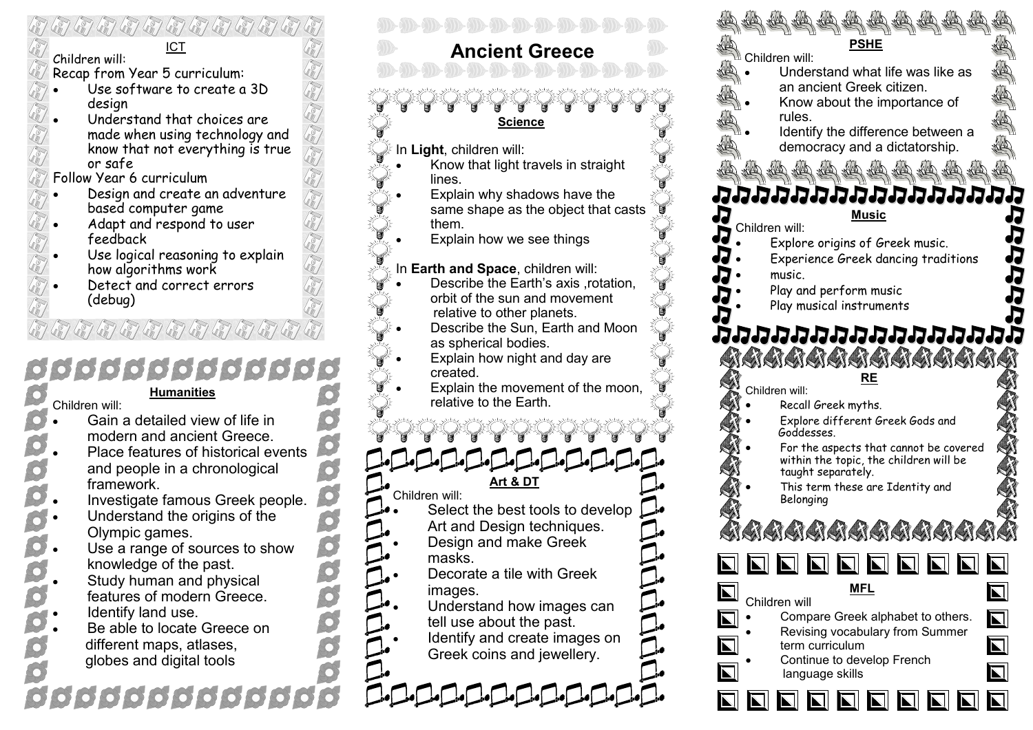## ICT

Children will:

Recap from Year 5 curriculum:

- Use software to create a 3D design
- Understand that choices are made when using technology and know that not everything is true or safe

Follow Year 6 curriculum

- Design and create an adventure based computer game
- Adapt and respond to user feedback
- Use logical reasoning to explain how algorithms work
- Detect and correct errors (debug)

## Humanities

Children will:

- Gain a detailed view of life in modern and ancient Greece.
- Place features of historical events and people in a chronological framework.
- Investigate famous Greek people.
- Understand the origins of the Olympic games.
- Use a range of sources to show knowledge of the past.
- Study human and physical features of modern Greece.
- Identify land use.
- Be able to locate Greece on different maps, atlases, globes and digital tools

# Ancient Greece

## Science

In **Light**, children will:

- Know that light travels in straight lines.
- Explain why shadows have the same shape as the object that casts them.
- Explain how we see things

In **Earth and Space**, children will:

- Describe the Earth's axis ,rotation, orbit of the sun and movement relative to other planets.
- Describe the Sun, Earth and Moon as spherical bodies.
- Explain how night and day are created.
- Explain the movement of the moon, relative to the Earth.

## Art & DT

Children will:

- Select the best tools to develop Art and Design techniques.
- Design and make Greek masks.
- Decorate a tile with Greek images.
- Understand how images can tell use about the past.
- Identify and create images on Greek coins and jewellery.

## PSHE

Children will:

- Understand what life was like as an ancient Greek citizen.
- Know about the importance of rules.
- Identify the difference between a democracy and a dictatorship.

## Music

Children will:

- Explore origins of Greek music.
- Experience Greek dancing traditions
- music.
- Play and perform music
- Play musical instruments

## RE

Children will:

- Recall Greek myths.
- Explore different Greek Gods and Goddesses.
- For the aspects that cannot be covered within the topic, the children will be taught separately.
- This term these are Identity and Belonging

## MFL

Children will

- Compare Greek alphabet to others.
- Revising vocabulary from Summer term curriculum
- Continue to develop French language skills